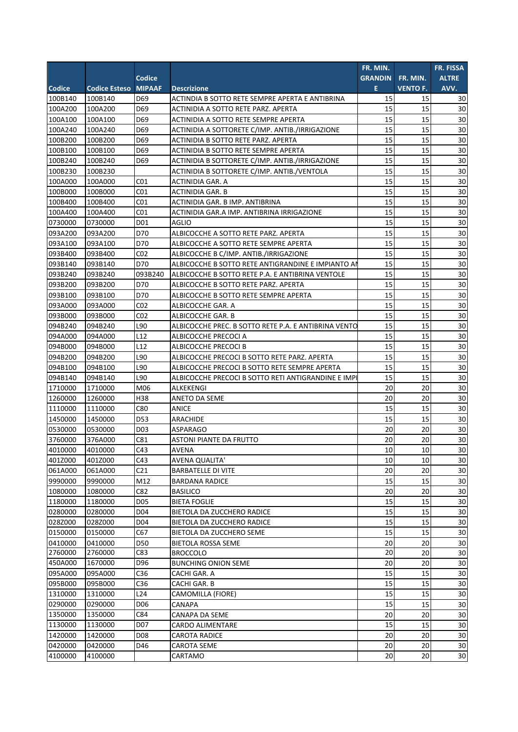| Codice | Codice Esteso | Codice MIPAAF | Descrizione | FR. MIN. GRANDINE | FR. MIN. VENTO F. | FR. FISSA ALTRE AVV. |
|---|---|---|---|---|---|---|
| 100B140 | 100B140 | D69 | ACTINIDIA B SOTTO RETE SEMPRE APERTA E ANTIBRINA | 15 | 15 | 30 |
| 100A200 | 100A200 | D69 | ACTINIDIA A SOTTO RETE PARZ. APERTA | 15 | 15 | 30 |
| 100A100 | 100A100 | D69 | ACTINIDIA A SOTTO RETE SEMPRE APERTA | 15 | 15 | 30 |
| 100A240 | 100A240 | D69 | ACTINIDIA A SOTTORETE C/IMP. ANTIB./IRRIGAZIONE | 15 | 15 | 30 |
| 100B200 | 100B200 | D69 | ACTINIDIA B SOTTO RETE PARZ. APERTA | 15 | 15 | 30 |
| 100B100 | 100B100 | D69 | ACTINIDIA B SOTTO RETE SEMPRE APERTA | 15 | 15 | 30 |
| 100B240 | 100B240 | D69 | ACTINIDIA B SOTTORETE C/IMP. ANTIB./IRRIGAZIONE | 15 | 15 | 30 |
| 100B230 | 100B230 | | ACTINIDIA B SOTTORETE C/IMP. ANTIB./VENTOLA | 15 | 15 | 30 |
| 100A000 | 100A000 | C01 | ACTINIDIA GAR. A | 15 | 15 | 30 |
| 100B000 | 100B000 | C01 | ACTINIDIA GAR. B | 15 | 15 | 30 |
| 100B400 | 100B400 | C01 | ACTINIDIA GAR. B IMP. ANTIBRINA | 15 | 15 | 30 |
| 100A400 | 100A400 | C01 | ACTINIDIA GAR.A IMP. ANTIBRINA IRRIGAZIONE | 15 | 15 | 30 |
| 0730000 | 0730000 | D01 | AGLIO | 15 | 15 | 30 |
| 093A200 | 093A200 | D70 | ALBICOCCHE A SOTTO RETE PARZ. APERTA | 15 | 15 | 30 |
| 093A100 | 093A100 | D70 | ALBICOCCHE A SOTTO RETE SEMPRE APERTA | 15 | 15 | 30 |
| 093B400 | 093B400 | C02 | ALBICOCCHE B C/IMP. ANTIB./IRRIGAZIONE | 15 | 15 | 30 |
| 093B140 | 093B140 | D70 | ALBICOCCHE B SOTTO RETE ANTIGRANDINE E IMPIANTO AN | 15 | 15 | 30 |
| 093B240 | 093B240 | 093B240 | ALBICOCCHE B SOTTO RETE P.A. E ANTIBRINA VENTOLE | 15 | 15 | 30 |
| 093B200 | 093B200 | D70 | ALBICOCCHE B SOTTO RETE PARZ. APERTA | 15 | 15 | 30 |
| 093B100 | 093B100 | D70 | ALBICOCCHE B SOTTO RETE SEMPRE APERTA | 15 | 15 | 30 |
| 093A000 | 093A000 | C02 | ALBICOCCHE GAR. A | 15 | 15 | 30 |
| 093B000 | 093B000 | C02 | ALBICOCCHE GAR. B | 15 | 15 | 30 |
| 094B240 | 094B240 | L90 | ALBICOCCHE PREC. B SOTTO RETE P.A. E ANTIBRINA VENTO | 15 | 15 | 30 |
| 094A000 | 094A000 | L12 | ALBICOCCHE PRECOCI A | 15 | 15 | 30 |
| 094B000 | 094B000 | L12 | ALBICOCCHE PRECOCI B | 15 | 15 | 30 |
| 094B200 | 094B200 | L90 | ALBICOCCHE PRECOCI B SOTTO RETE PARZ. APERTA | 15 | 15 | 30 |
| 094B100 | 094B100 | L90 | ALBICOCCHE PRECOCI B SOTTO RETE SEMPRE APERTA | 15 | 15 | 30 |
| 094B140 | 094B140 | L90 | ALBICOCCHE PRECOCI B SOTTO RETI ANTIGRANDINE E IMPI | 15 | 15 | 30 |
| 1710000 | 1710000 | M06 | ALKEKENGI | 20 | 20 | 30 |
| 1260000 | 1260000 | H38 | ANETO DA SEME | 20 | 20 | 30 |
| 1110000 | 1110000 | C80 | ANICE | 15 | 15 | 30 |
| 1450000 | 1450000 | D53 | ARACHIDE | 15 | 15 | 30 |
| 0530000 | 0530000 | D03 | ASPARAGO | 20 | 20 | 30 |
| 3760000 | 376A000 | C81 | ASTONI PIANTE DA FRUTTO | 20 | 20 | 30 |
| 4010000 | 4010000 | C43 | AVENA | 10 | 10 | 30 |
| 401Z000 | 401Z000 | C43 | AVENA QUALITA' | 10 | 10 | 30 |
| 061A000 | 061A000 | C21 | BARBATELLE DI VITE | 20 | 20 | 30 |
| 9990000 | 9990000 | M12 | BARDANA RADICE | 15 | 15 | 30 |
| 1080000 | 1080000 | C82 | BASILICO | 20 | 20 | 30 |
| 1180000 | 1180000 | D05 | BIETA FOGLIE | 15 | 15 | 30 |
| 0280000 | 0280000 | D04 | BIETOLA DA ZUCCHERO RADICE | 15 | 15 | 30 |
| 028Z000 | 028Z000 | D04 | BIETOLA DA ZUCCHERO RADICE | 15 | 15 | 30 |
| 0150000 | 0150000 | C67 | BIETOLA DA ZUCCHERO SEME | 15 | 15 | 30 |
| 0410000 | 0410000 | D50 | BIETOLA ROSSA SEME | 20 | 20 | 30 |
| 2760000 | 2760000 | C83 | BROCCOLO | 20 | 20 | 30 |
| 450A000 | 1670000 | D96 | BUNCHING ONION SEME | 20 | 20 | 30 |
| 095A000 | 095A000 | C36 | CACHI GAR. A | 15 | 15 | 30 |
| 095B000 | 095B000 | C36 | CACHI GAR. B | 15 | 15 | 30 |
| 1310000 | 1310000 | L24 | CAMOMILLA (FIORE) | 15 | 15 | 30 |
| 0290000 | 0290000 | D06 | CANAPA | 15 | 15 | 30 |
| 1350000 | 1350000 | C84 | CANAPA DA SEME | 20 | 20 | 30 |
| 1130000 | 1130000 | D07 | CARDO ALIMENTARE | 15 | 15 | 30 |
| 1420000 | 1420000 | D08 | CAROTA RADICE | 20 | 20 | 30 |
| 0420000 | 0420000 | D46 | CAROTA SEME | 20 | 20 | 30 |
| 4100000 | 4100000 | | CARTAMO | 20 | 20 | 30 |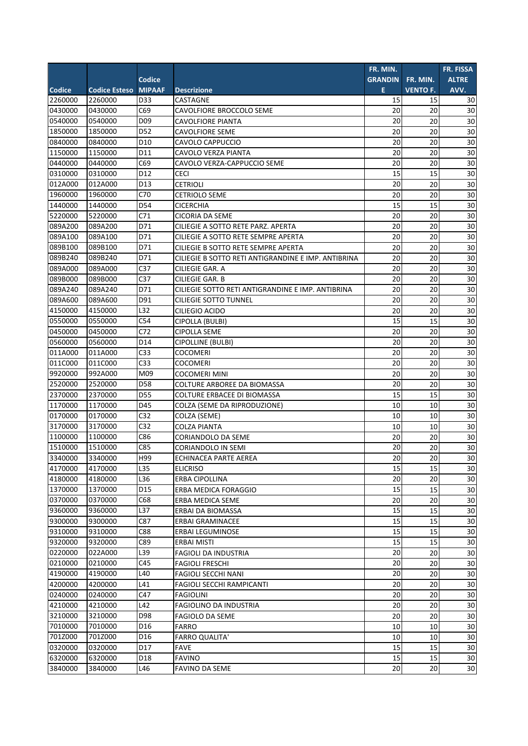| Codice | Codice Esteso | Codice MIPAAF | Descrizione | FR. MIN. GRANDINE | FR. MIN. VENTO F. | FR. FISSA ALTRE AVV. |
|---|---|---|---|---|---|---|
| 2260000 | 2260000 | D33 | CASTAGNE | 15 | 15 | 30 |
| 0430000 | 0430000 | C69 | CAVOLFIORE BROCCOLO SEME | 20 | 20 | 30 |
| 0540000 | 0540000 | D09 | CAVOLFIORE PIANTA | 20 | 20 | 30 |
| 1850000 | 1850000 | D52 | CAVOLFIORE SEME | 20 | 20 | 30 |
| 0840000 | 0840000 | D10 | CAVOLO CAPPUCCIO | 20 | 20 | 30 |
| 1150000 | 1150000 | D11 | CAVOLO VERZA PIANTA | 20 | 20 | 30 |
| 0440000 | 0440000 | C69 | CAVOLO VERZA-CAPPUCCIO SEME | 20 | 20 | 30 |
| 0310000 | 0310000 | D12 | CECI | 15 | 15 | 30 |
| 012A000 | 012A000 | D13 | CETRIOLI | 20 | 20 | 30 |
| 1960000 | 1960000 | C70 | CETRIOLO SEME | 20 | 20 | 30 |
| 1440000 | 1440000 | D54 | CICERCHIA | 15 | 15 | 30 |
| 5220000 | 5220000 | C71 | CICORIA DA SEME | 20 | 20 | 30 |
| 089A200 | 089A200 | D71 | CILIEGIE A SOTTO RETE PARZ. APERTA | 20 | 20 | 30 |
| 089A100 | 089A100 | D71 | CILIEGIE A SOTTO RETE SEMPRE APERTA | 20 | 20 | 30 |
| 089B100 | 089B100 | D71 | CILIEGIE B SOTTO RETE SEMPRE APERTA | 20 | 20 | 30 |
| 089B240 | 089B240 | D71 | CILIEGIE B SOTTO RETI ANTIGRANDINE E IMP. ANTIBRINA | 20 | 20 | 30 |
| 089A000 | 089A000 | C37 | CILIEGIE GAR. A | 20 | 20 | 30 |
| 089B000 | 089B000 | C37 | CILIEGIE GAR. B | 20 | 20 | 30 |
| 089A240 | 089A240 | D71 | CILIEGIE SOTTO RETI ANTIGRANDINE E IMP. ANTIBRINA | 20 | 20 | 30 |
| 089A600 | 089A600 | D91 | CILIEGIE SOTTO TUNNEL | 20 | 20 | 30 |
| 4150000 | 4150000 | L32 | CILIEGIO ACIDO | 20 | 20 | 30 |
| 0550000 | 0550000 | C54 | CIPOLLA (BULBI) | 15 | 15 | 30 |
| 0450000 | 0450000 | C72 | CIPOLLA SEME | 20 | 20 | 30 |
| 0560000 | 0560000 | D14 | CIPOLLINE (BULBI) | 20 | 20 | 30 |
| 011A000 | 011A000 | C33 | COCOMERI | 20 | 20 | 30 |
| 011C000 | 011C000 | C33 | COCOMERI | 20 | 20 | 30 |
| 9920000 | 992A000 | M09 | COCOMERI MINI | 20 | 20 | 30 |
| 2520000 | 2520000 | D58 | COLTURE ARBOREE DA BIOMASSA | 20 | 20 | 30 |
| 2370000 | 2370000 | D55 | COLTURE ERBACEE DI BIOMASSA | 15 | 15 | 30 |
| 1170000 | 1170000 | D45 | COLZA (SEME DA RIPRODUZIONE) | 10 | 10 | 30 |
| 0170000 | 0170000 | C32 | COLZA (SEME) | 10 | 10 | 30 |
| 3170000 | 3170000 | C32 | COLZA PIANTA | 10 | 10 | 30 |
| 1100000 | 1100000 | C86 | CORIANDOLO DA SEME | 20 | 20 | 30 |
| 1510000 | 1510000 | C85 | CORIANDOLO IN SEMI | 20 | 20 | 30 |
| 3340000 | 3340000 | H99 | ECHINACEA PARTE AEREA | 20 | 20 | 30 |
| 4170000 | 4170000 | L35 | ELICRISO | 15 | 15 | 30 |
| 4180000 | 4180000 | L36 | ERBA CIPOLLINA | 20 | 20 | 30 |
| 1370000 | 1370000 | D15 | ERBA MEDICA FORAGGIO | 15 | 15 | 30 |
| 0370000 | 0370000 | C68 | ERBA MEDICA SEME | 20 | 20 | 30 |
| 9360000 | 9360000 | L37 | ERBAI DA BIOMASSA | 15 | 15 | 30 |
| 9300000 | 9300000 | C87 | ERBAI GRAMINACEE | 15 | 15 | 30 |
| 9310000 | 9310000 | C88 | ERBAI LEGUMINOSE | 15 | 15 | 30 |
| 9320000 | 9320000 | C89 | ERBAI MISTI | 15 | 15 | 30 |
| 0220000 | 022A000 | L39 | FAGIOLI DA INDUSTRIA | 20 | 20 | 30 |
| 0210000 | 0210000 | C45 | FAGIOLI FRESCHI | 20 | 20 | 30 |
| 4190000 | 4190000 | L40 | FAGIOLI SECCHI NANI | 20 | 20 | 30 |
| 4200000 | 4200000 | L41 | FAGIOLI SECCHI RAMPICANTI | 20 | 20 | 30 |
| 0240000 | 0240000 | C47 | FAGIOLINI | 20 | 20 | 30 |
| 4210000 | 4210000 | L42 | FAGIOLINO DA INDUSTRIA | 20 | 20 | 30 |
| 3210000 | 3210000 | D98 | FAGIOLO DA SEME | 20 | 20 | 30 |
| 7010000 | 7010000 | D16 | FARRO | 10 | 10 | 30 |
| 701Z000 | 701Z000 | D16 | FARRO QUALITA' | 10 | 10 | 30 |
| 0320000 | 0320000 | D17 | FAVE | 15 | 15 | 30 |
| 6320000 | 6320000 | D18 | FAVINO | 15 | 15 | 30 |
| 3840000 | 3840000 | L46 | FAVINO DA SEME | 20 | 20 | 30 |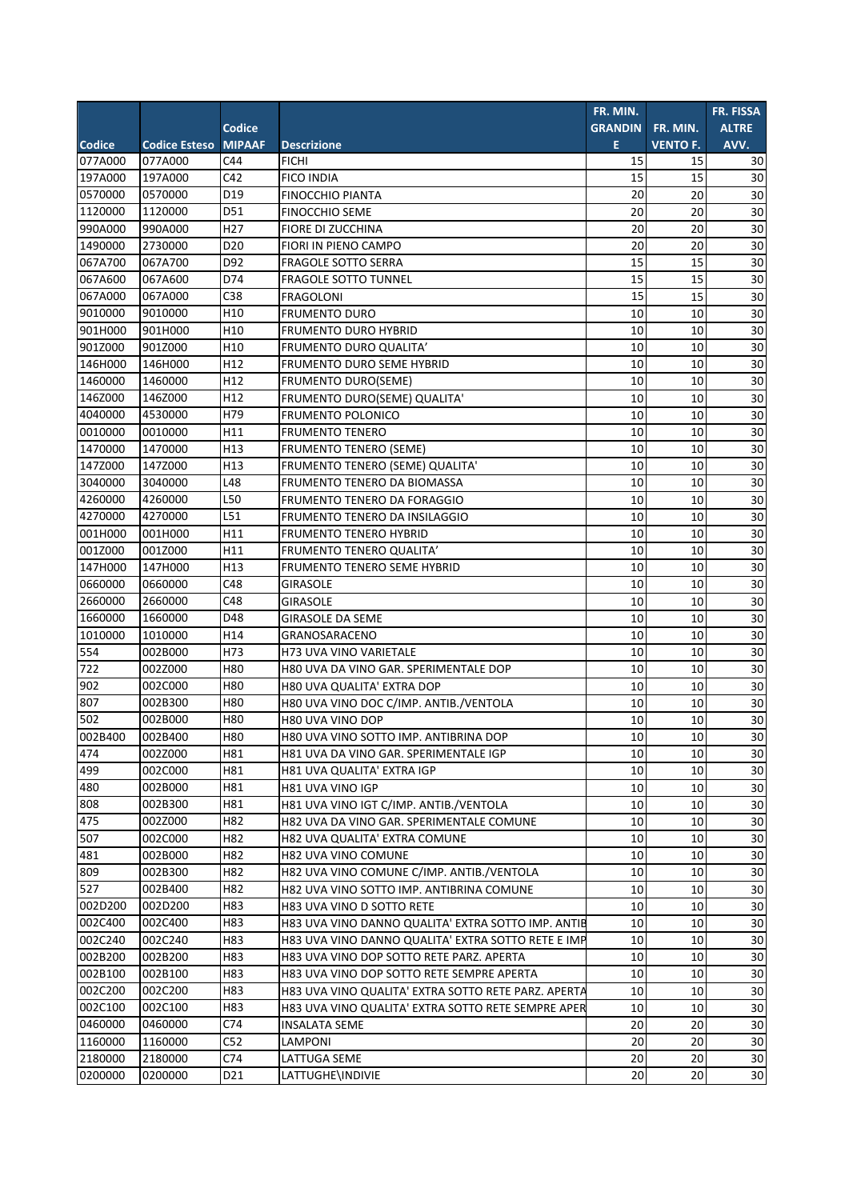| Codice | Codice Esteso | Codice MIPAAF | Descrizione | FR. MIN. GRANDINE | FR. MIN. VENTO F. | FR. FISSA ALTRE AVV. |
|---|---|---|---|---|---|---|
| 077A000 | 077A000 | C44 | FICHI | 15 | 15 | 30 |
| 197A000 | 197A000 | C42 | FICO INDIA | 15 | 15 | 30 |
| 0570000 | 0570000 | D19 | FINOCCHIO PIANTA | 20 | 20 | 30 |
| 1120000 | 1120000 | D51 | FINOCCHIO SEME | 20 | 20 | 30 |
| 990A000 | 990A000 | H27 | FIORE DI ZUCCHINA | 20 | 20 | 30 |
| 1490000 | 2730000 | D20 | FIORI IN PIENO CAMPO | 20 | 20 | 30 |
| 067A700 | 067A700 | D92 | FRAGOLE SOTTO SERRA | 15 | 15 | 30 |
| 067A600 | 067A600 | D74 | FRAGOLE SOTTO TUNNEL | 15 | 15 | 30 |
| 067A000 | 067A000 | C38 | FRAGOLONI | 15 | 15 | 30 |
| 9010000 | 9010000 | H10 | FRUMENTO DURO | 10 | 10 | 30 |
| 901H000 | 901H000 | H10 | FRUMENTO DURO HYBRID | 10 | 10 | 30 |
| 901Z000 | 901Z000 | H10 | FRUMENTO DURO QUALITA' | 10 | 10 | 30 |
| 146H000 | 146H000 | H12 | FRUMENTO DURO SEME HYBRID | 10 | 10 | 30 |
| 1460000 | 1460000 | H12 | FRUMENTO DURO(SEME) | 10 | 10 | 30 |
| 146Z000 | 146Z000 | H12 | FRUMENTO DURO(SEME) QUALITA' | 10 | 10 | 30 |
| 4040000 | 4530000 | H79 | FRUMENTO POLONICO | 10 | 10 | 30 |
| 0010000 | 0010000 | H11 | FRUMENTO TENERO | 10 | 10 | 30 |
| 1470000 | 1470000 | H13 | FRUMENTO TENERO (SEME) | 10 | 10 | 30 |
| 147Z000 | 147Z000 | H13 | FRUMENTO TENERO (SEME) QUALITA' | 10 | 10 | 30 |
| 3040000 | 3040000 | L48 | FRUMENTO TENERO DA BIOMASSA | 10 | 10 | 30 |
| 4260000 | 4260000 | L50 | FRUMENTO TENERO DA FORAGGIO | 10 | 10 | 30 |
| 4270000 | 4270000 | L51 | FRUMENTO TENERO DA INSILAGGIO | 10 | 10 | 30 |
| 001H000 | 001H000 | H11 | FRUMENTO TENERO HYBRID | 10 | 10 | 30 |
| 001Z000 | 001Z000 | H11 | FRUMENTO TENERO QUALITA' | 10 | 10 | 30 |
| 147H000 | 147H000 | H13 | FRUMENTO TENERO SEME HYBRID | 10 | 10 | 30 |
| 0660000 | 0660000 | C48 | GIRASOLE | 10 | 10 | 30 |
| 2660000 | 2660000 | C48 | GIRASOLE | 10 | 10 | 30 |
| 1660000 | 1660000 | D48 | GIRASOLE DA SEME | 10 | 10 | 30 |
| 1010000 | 1010000 | H14 | GRANOSARACENO | 10 | 10 | 30 |
| 554 | 002B000 | H73 | H73 UVA VINO VARIETALE | 10 | 10 | 30 |
| 722 | 002Z000 | H80 | H80 UVA DA VINO GAR. SPERIMENTALE DOP | 10 | 10 | 30 |
| 902 | 002C000 | H80 | H80 UVA QUALITA' EXTRA DOP | 10 | 10 | 30 |
| 807 | 002B300 | H80 | H80 UVA VINO DOC C/IMP. ANTIB./VENTOLA | 10 | 10 | 30 |
| 502 | 002B000 | H80 | H80 UVA VINO DOP | 10 | 10 | 30 |
| 002B400 | 002B400 | H80 | H80 UVA VINO SOTTO IMP. ANTIBRINA DOP | 10 | 10 | 30 |
| 474 | 002Z000 | H81 | H81 UVA DA VINO GAR. SPERIMENTALE IGP | 10 | 10 | 30 |
| 499 | 002C000 | H81 | H81 UVA QUALITA' EXTRA IGP | 10 | 10 | 30 |
| 480 | 002B000 | H81 | H81 UVA VINO IGP | 10 | 10 | 30 |
| 808 | 002B300 | H81 | H81 UVA VINO IGT C/IMP. ANTIB./VENTOLA | 10 | 10 | 30 |
| 475 | 002Z000 | H82 | H82 UVA DA VINO GAR. SPERIMENTALE COMUNE | 10 | 10 | 30 |
| 507 | 002C000 | H82 | H82 UVA QUALITA' EXTRA COMUNE | 10 | 10 | 30 |
| 481 | 002B000 | H82 | H82 UVA VINO COMUNE | 10 | 10 | 30 |
| 809 | 002B300 | H82 | H82 UVA VINO COMUNE C/IMP. ANTIB./VENTOLA | 10 | 10 | 30 |
| 527 | 002B400 | H82 | H82 UVA VINO SOTTO IMP. ANTIBRINA COMUNE | 10 | 10 | 30 |
| 002D200 | 002D200 | H83 | H83 UVA VINO D SOTTO RETE | 10 | 10 | 30 |
| 002C400 | 002C400 | H83 | H83 UVA VINO DANNO QUALITA' EXTRA SOTTO IMP. ANTIB | 10 | 10 | 30 |
| 002C240 | 002C240 | H83 | H83 UVA VINO DANNO QUALITA' EXTRA SOTTO RETE E IMP | 10 | 10 | 30 |
| 002B200 | 002B200 | H83 | H83 UVA VINO DOP SOTTO RETE PARZ. APERTA | 10 | 10 | 30 |
| 002B100 | 002B100 | H83 | H83 UVA VINO DOP SOTTO RETE SEMPRE APERTA | 10 | 10 | 30 |
| 002C200 | 002C200 | H83 | H83 UVA VINO QUALITA' EXTRA SOTTO RETE PARZ. APERTA | 10 | 10 | 30 |
| 002C100 | 002C100 | H83 | H83 UVA VINO QUALITA' EXTRA SOTTO RETE SEMPRE APER | 10 | 10 | 30 |
| 0460000 | 0460000 | C74 | INSALATA SEME | 20 | 20 | 30 |
| 1160000 | 1160000 | C52 | LAMPONI | 20 | 20 | 30 |
| 2180000 | 2180000 | C74 | LATTUGA SEME | 20 | 20 | 30 |
| 0200000 | 0200000 | D21 | LATTUGHE\INDIVIE | 20 | 20 | 30 |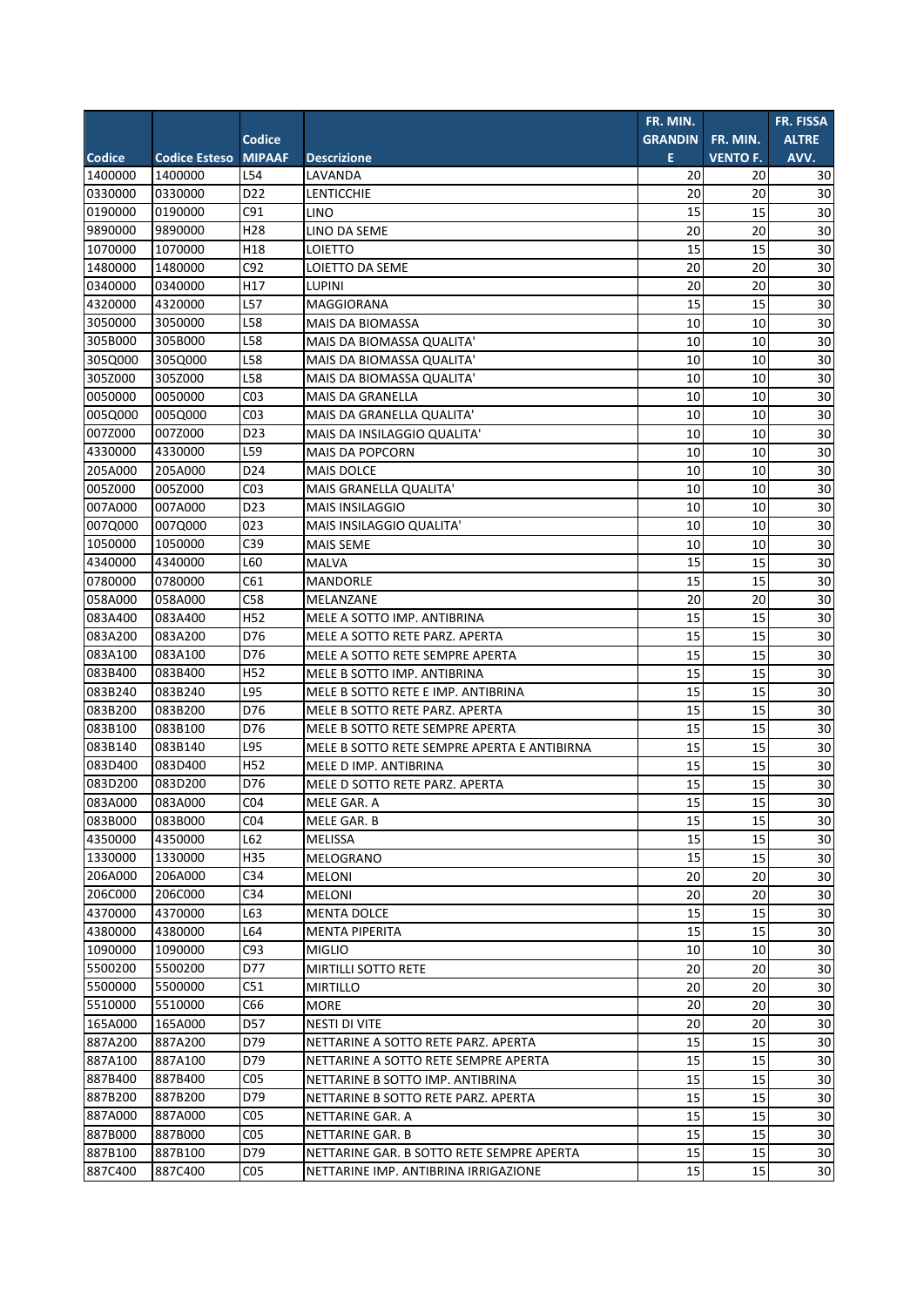| Codice | Codice Esteso | Codice MIPAAF | Descrizione | FR. MIN. GRANDINE | FR. MIN. VENTO F. | FR. FISSA ALTRE AVV. |
|---|---|---|---|---|---|---|
| 1400000 | 1400000 | L54 | LAVANDA | 20 | 20 | 30 |
| 0330000 | 0330000 | D22 | LENTICCHIE | 20 | 20 | 30 |
| 0190000 | 0190000 | C91 | LINO | 15 | 15 | 30 |
| 9890000 | 9890000 | H28 | LINO DA SEME | 20 | 20 | 30 |
| 1070000 | 1070000 | H18 | LOIETTO | 15 | 15 | 30 |
| 1480000 | 1480000 | C92 | LOIETTO DA SEME | 20 | 20 | 30 |
| 0340000 | 0340000 | H17 | LUPINI | 20 | 20 | 30 |
| 4320000 | 4320000 | L57 | MAGGIORANA | 15 | 15 | 30 |
| 3050000 | 3050000 | L58 | MAIS DA BIOMASSA | 10 | 10 | 30 |
| 305B000 | 305B000 | L58 | MAIS DA BIOMASSA QUALITA' | 10 | 10 | 30 |
| 305Q000 | 305Q000 | L58 | MAIS DA BIOMASSA QUALITA' | 10 | 10 | 30 |
| 305Z000 | 305Z000 | L58 | MAIS DA BIOMASSA QUALITA' | 10 | 10 | 30 |
| 0050000 | 0050000 | C03 | MAIS DA GRANELLA | 10 | 10 | 30 |
| 005Q000 | 005Q000 | C03 | MAIS DA GRANELLA QUALITA' | 10 | 10 | 30 |
| 007Z000 | 007Z000 | D23 | MAIS DA INSILAGGIO QUALITA' | 10 | 10 | 30 |
| 4330000 | 4330000 | L59 | MAIS DA POPCORN | 10 | 10 | 30 |
| 205A000 | 205A000 | D24 | MAIS DOLCE | 10 | 10 | 30 |
| 005Z000 | 005Z000 | C03 | MAIS GRANELLA QUALITA' | 10 | 10 | 30 |
| 007A000 | 007A000 | D23 | MAIS INSILAGGIO | 10 | 10 | 30 |
| 007Q000 | 007Q000 | 023 | MAIS INSILAGGIO QUALITA' | 10 | 10 | 30 |
| 1050000 | 1050000 | C39 | MAIS SEME | 10 | 10 | 30 |
| 4340000 | 4340000 | L60 | MALVA | 15 | 15 | 30 |
| 0780000 | 0780000 | C61 | MANDORLE | 15 | 15 | 30 |
| 058A000 | 058A000 | C58 | MELANZANE | 20 | 20 | 30 |
| 083A400 | 083A400 | H52 | MELE A SOTTO IMP. ANTIBRINA | 15 | 15 | 30 |
| 083A200 | 083A200 | D76 | MELE A SOTTO RETE PARZ. APERTA | 15 | 15 | 30 |
| 083A100 | 083A100 | D76 | MELE A SOTTO RETE SEMPRE APERTA | 15 | 15 | 30 |
| 083B400 | 083B400 | H52 | MELE B SOTTO IMP. ANTIBRINA | 15 | 15 | 30 |
| 083B240 | 083B240 | L95 | MELE B SOTTO RETE E IMP. ANTIBRINA | 15 | 15 | 30 |
| 083B200 | 083B200 | D76 | MELE B SOTTO RETE PARZ. APERTA | 15 | 15 | 30 |
| 083B100 | 083B100 | D76 | MELE B SOTTO RETE SEMPRE APERTA | 15 | 15 | 30 |
| 083B140 | 083B140 | L95 | MELE B SOTTO RETE SEMPRE APERTA E ANTIBIRNA | 15 | 15 | 30 |
| 083D400 | 083D400 | H52 | MELE D IMP. ANTIBRINA | 15 | 15 | 30 |
| 083D200 | 083D200 | D76 | MELE D SOTTO RETE PARZ. APERTA | 15 | 15 | 30 |
| 083A000 | 083A000 | C04 | MELE GAR. A | 15 | 15 | 30 |
| 083B000 | 083B000 | C04 | MELE GAR. B | 15 | 15 | 30 |
| 4350000 | 4350000 | L62 | MELISSA | 15 | 15 | 30 |
| 1330000 | 1330000 | H35 | MELOGRANO | 15 | 15 | 30 |
| 206A000 | 206A000 | C34 | MELONI | 20 | 20 | 30 |
| 206C000 | 206C000 | C34 | MELONI | 20 | 20 | 30 |
| 4370000 | 4370000 | L63 | MENTA DOLCE | 15 | 15 | 30 |
| 4380000 | 4380000 | L64 | MENTA PIPERITA | 15 | 15 | 30 |
| 1090000 | 1090000 | C93 | MIGLIO | 10 | 10 | 30 |
| 5500200 | 5500200 | D77 | MIRTILLI SOTTO RETE | 20 | 20 | 30 |
| 5500000 | 5500000 | C51 | MIRTILLO | 20 | 20 | 30 |
| 5510000 | 5510000 | C66 | MORE | 20 | 20 | 30 |
| 165A000 | 165A000 | D57 | NESTI DI VITE | 20 | 20 | 30 |
| 887A200 | 887A200 | D79 | NETTARINE A SOTTO RETE PARZ. APERTA | 15 | 15 | 30 |
| 887A100 | 887A100 | D79 | NETTARINE A SOTTO RETE SEMPRE APERTA | 15 | 15 | 30 |
| 887B400 | 887B400 | C05 | NETTARINE B SOTTO IMP. ANTIBRINA | 15 | 15 | 30 |
| 887B200 | 887B200 | D79 | NETTARINE B SOTTO RETE PARZ. APERTA | 15 | 15 | 30 |
| 887A000 | 887A000 | C05 | NETTARINE GAR. A | 15 | 15 | 30 |
| 887B000 | 887B000 | C05 | NETTARINE GAR. B | 15 | 15 | 30 |
| 887B100 | 887B100 | D79 | NETTARINE GAR. B SOTTO RETE SEMPRE APERTA | 15 | 15 | 30 |
| 887C400 | 887C400 | C05 | NETTARINE IMP. ANTIBRINA IRRIGAZIONE | 15 | 15 | 30 |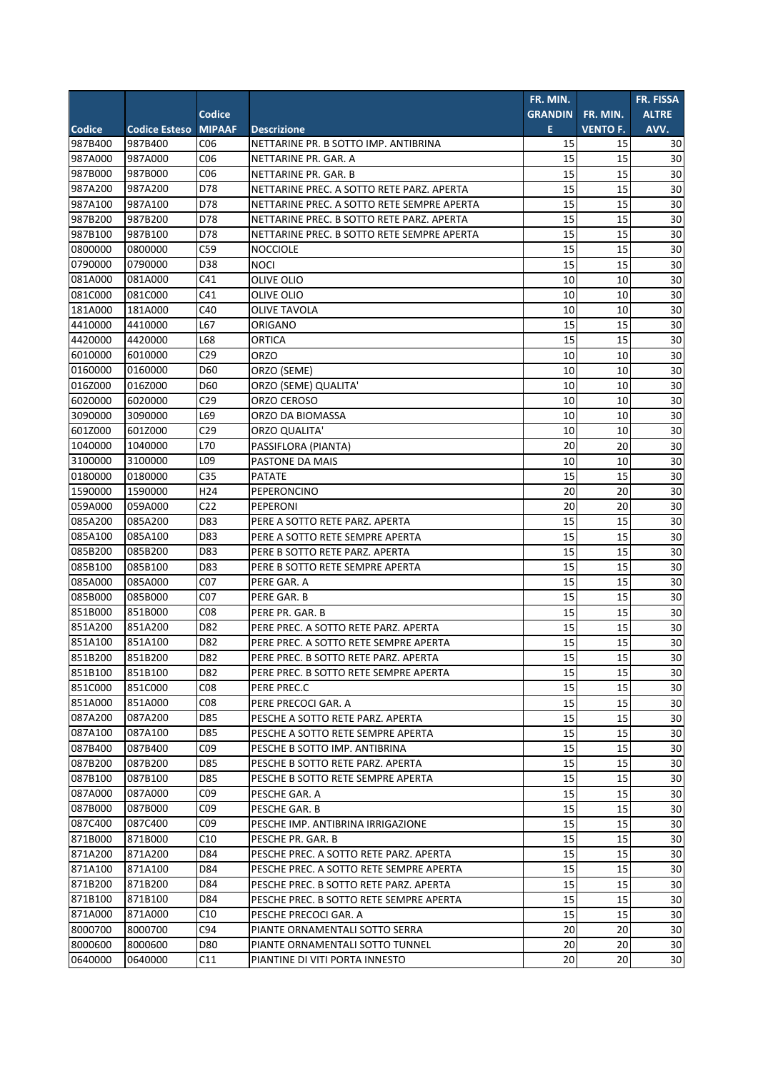| Codice | Codice Esteso | Codice MIPAAF | Descrizione | FR. MIN. GRANDINE | FR. MIN. VENTO F. | FR. FISSA ALTRE AVV. |
|---|---|---|---|---|---|---|
| 987B400 | 987B400 | C06 | NETTARINE PR. B SOTTO IMP. ANTIBRINA | 15 | 15 | 30 |
| 987A000 | 987A000 | C06 | NETTARINE PR. GAR. A | 15 | 15 | 30 |
| 987B000 | 987B000 | C06 | NETTARINE PR. GAR. B | 15 | 15 | 30 |
| 987A200 | 987A200 | D78 | NETTARINE PREC. A SOTTO RETE PARZ. APERTA | 15 | 15 | 30 |
| 987A100 | 987A100 | D78 | NETTARINE PREC. A SOTTO RETE SEMPRE APERTA | 15 | 15 | 30 |
| 987B200 | 987B200 | D78 | NETTARINE PREC. B SOTTO RETE PARZ. APERTA | 15 | 15 | 30 |
| 987B100 | 987B100 | D78 | NETTARINE PREC. B SOTTO RETE SEMPRE APERTA | 15 | 15 | 30 |
| 0800000 | 0800000 | C59 | NOCCIOLE | 15 | 15 | 30 |
| 0790000 | 0790000 | D38 | NOCI | 15 | 15 | 30 |
| 081A000 | 081A000 | C41 | OLIVE OLIO | 10 | 10 | 30 |
| 081C000 | 081C000 | C41 | OLIVE OLIO | 10 | 10 | 30 |
| 181A000 | 181A000 | C40 | OLIVE TAVOLA | 10 | 10 | 30 |
| 4410000 | 4410000 | L67 | ORIGANO | 15 | 15 | 30 |
| 4420000 | 4420000 | L68 | ORTICA | 15 | 15 | 30 |
| 6010000 | 6010000 | C29 | ORZO | 10 | 10 | 30 |
| 0160000 | 0160000 | D60 | ORZO (SEME) | 10 | 10 | 30 |
| 016Z000 | 016Z000 | D60 | ORZO (SEME) QUALITA' | 10 | 10 | 30 |
| 6020000 | 6020000 | C29 | ORZO CEROSO | 10 | 10 | 30 |
| 3090000 | 3090000 | L69 | ORZO DA BIOMASSA | 10 | 10 | 30 |
| 601Z000 | 601Z000 | C29 | ORZO QUALITA' | 10 | 10 | 30 |
| 1040000 | 1040000 | L70 | PASSIFLORA (PIANTA) | 20 | 20 | 30 |
| 3100000 | 3100000 | L09 | PASTONE DA MAIS | 10 | 10 | 30 |
| 0180000 | 0180000 | C35 | PATATE | 15 | 15 | 30 |
| 1590000 | 1590000 | H24 | PEPERONCINO | 20 | 20 | 30 |
| 059A000 | 059A000 | C22 | PEPERONI | 20 | 20 | 30 |
| 085A200 | 085A200 | D83 | PERE A SOTTO RETE PARZ. APERTA | 15 | 15 | 30 |
| 085A100 | 085A100 | D83 | PERE A SOTTO RETE SEMPRE APERTA | 15 | 15 | 30 |
| 085B200 | 085B200 | D83 | PERE B SOTTO RETE PARZ. APERTA | 15 | 15 | 30 |
| 085B100 | 085B100 | D83 | PERE B SOTTO RETE SEMPRE APERTA | 15 | 15 | 30 |
| 085A000 | 085A000 | C07 | PERE GAR. A | 15 | 15 | 30 |
| 085B000 | 085B000 | C07 | PERE GAR. B | 15 | 15 | 30 |
| 851B000 | 851B000 | C08 | PERE PR. GAR. B | 15 | 15 | 30 |
| 851A200 | 851A200 | D82 | PERE PREC. A SOTTO RETE PARZ. APERTA | 15 | 15 | 30 |
| 851A100 | 851A100 | D82 | PERE PREC. A SOTTO RETE SEMPRE APERTA | 15 | 15 | 30 |
| 851B200 | 851B200 | D82 | PERE PREC. B SOTTO RETE PARZ. APERTA | 15 | 15 | 30 |
| 851B100 | 851B100 | D82 | PERE PREC. B SOTTO RETE SEMPRE APERTA | 15 | 15 | 30 |
| 851C000 | 851C000 | C08 | PERE PREC.C | 15 | 15 | 30 |
| 851A000 | 851A000 | C08 | PERE PRECOCI GAR. A | 15 | 15 | 30 |
| 087A200 | 087A200 | D85 | PESCHE A SOTTO RETE PARZ. APERTA | 15 | 15 | 30 |
| 087A100 | 087A100 | D85 | PESCHE A SOTTO RETE SEMPRE APERTA | 15 | 15 | 30 |
| 087B400 | 087B400 | C09 | PESCHE B SOTTO IMP. ANTIBRINA | 15 | 15 | 30 |
| 087B200 | 087B200 | D85 | PESCHE B SOTTO RETE PARZ. APERTA | 15 | 15 | 30 |
| 087B100 | 087B100 | D85 | PESCHE B SOTTO RETE SEMPRE APERTA | 15 | 15 | 30 |
| 087A000 | 087A000 | C09 | PESCHE GAR. A | 15 | 15 | 30 |
| 087B000 | 087B000 | C09 | PESCHE GAR. B | 15 | 15 | 30 |
| 087C400 | 087C400 | C09 | PESCHE IMP. ANTIBRINA IRRIGAZIONE | 15 | 15 | 30 |
| 871B000 | 871B000 | C10 | PESCHE PR. GAR. B | 15 | 15 | 30 |
| 871A200 | 871A200 | D84 | PESCHE PREC. A SOTTO RETE PARZ. APERTA | 15 | 15 | 30 |
| 871A100 | 871A100 | D84 | PESCHE PREC. A SOTTO RETE SEMPRE APERTA | 15 | 15 | 30 |
| 871B200 | 871B200 | D84 | PESCHE PREC. B SOTTO RETE PARZ. APERTA | 15 | 15 | 30 |
| 871B100 | 871B100 | D84 | PESCHE PREC. B SOTTO RETE SEMPRE APERTA | 15 | 15 | 30 |
| 871A000 | 871A000 | C10 | PESCHE PRECOCI GAR. A | 15 | 15 | 30 |
| 8000700 | 8000700 | C94 | PIANTE ORNAMENTALI SOTTO SERRA | 20 | 20 | 30 |
| 8000600 | 8000600 | D80 | PIANTE ORNAMENTALI SOTTO TUNNEL | 20 | 20 | 30 |
| 0640000 | 0640000 | C11 | PIANTINE DI VITI PORTA INNESTO | 20 | 20 | 30 |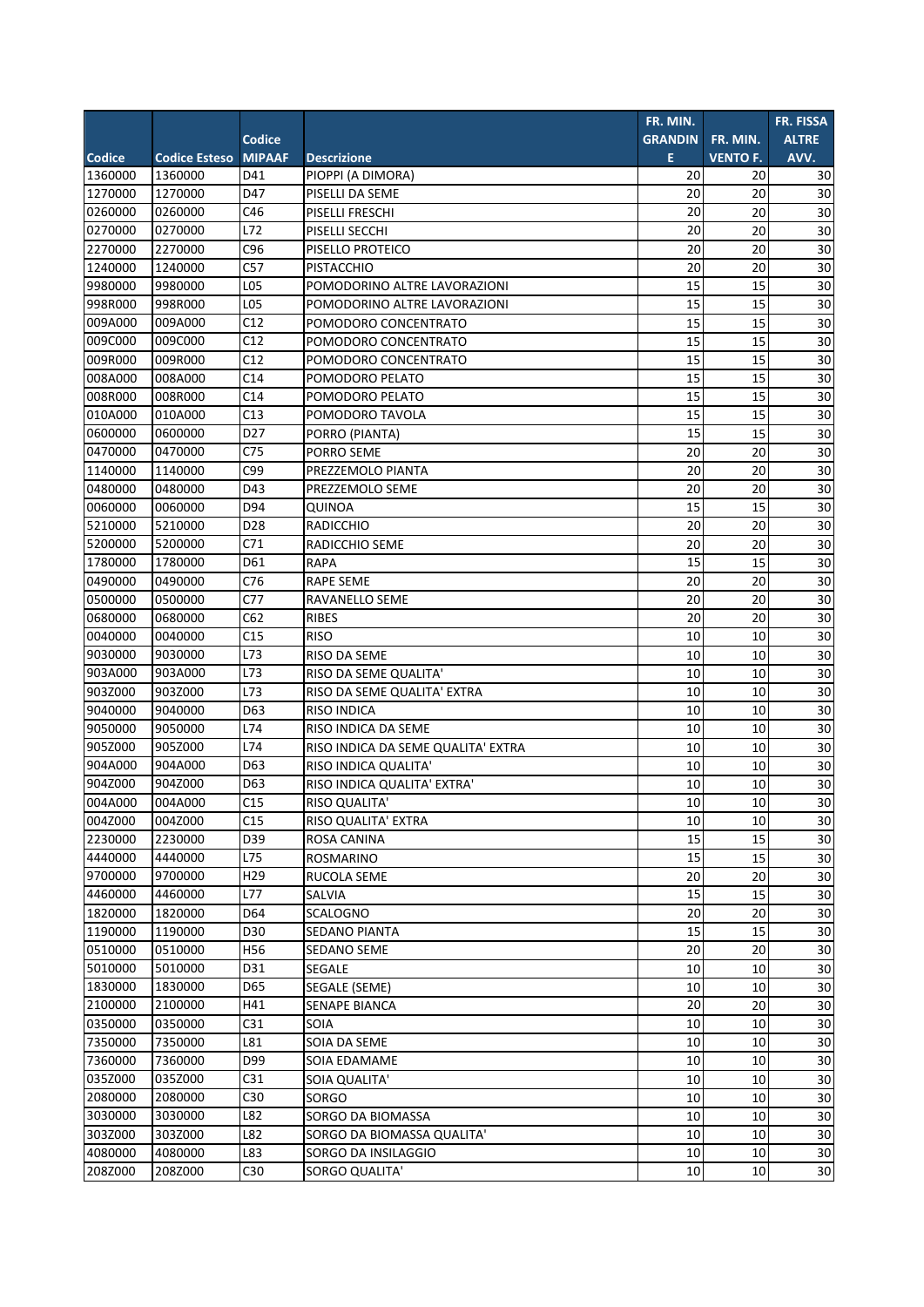| Codice | Codice Esteso | Codice MIPAAF | Descrizione | FR. MIN. GRANDINE | FR. MIN. VENTO F. | FR. FISSA ALTRE AVV. |
|---|---|---|---|---|---|---|
| 1360000 | 1360000 | D41 | PIOPPI (A DIMORA) | 20 | 20 | 30 |
| 1270000 | 1270000 | D47 | PISELLI DA SEME | 20 | 20 | 30 |
| 0260000 | 0260000 | C46 | PISELLI FRESCHI | 20 | 20 | 30 |
| 0270000 | 0270000 | L72 | PISELLI SECCHI | 20 | 20 | 30 |
| 2270000 | 2270000 | C96 | PISELLO PROTEICO | 20 | 20 | 30 |
| 1240000 | 1240000 | C57 | PISTACCHIO | 20 | 20 | 30 |
| 9980000 | 9980000 | L05 | POMODORINO ALTRE LAVORAZIONI | 15 | 15 | 30 |
| 998R000 | 998R000 | L05 | POMODORINO ALTRE LAVORAZIONI | 15 | 15 | 30 |
| 009A000 | 009A000 | C12 | POMODORO CONCENTRATO | 15 | 15 | 30 |
| 009C000 | 009C000 | C12 | POMODORO CONCENTRATO | 15 | 15 | 30 |
| 009R000 | 009R000 | C12 | POMODORO CONCENTRATO | 15 | 15 | 30 |
| 008A000 | 008A000 | C14 | POMODORO PELATO | 15 | 15 | 30 |
| 008R000 | 008R000 | C14 | POMODORO PELATO | 15 | 15 | 30 |
| 010A000 | 010A000 | C13 | POMODORO TAVOLA | 15 | 15 | 30 |
| 0600000 | 0600000 | D27 | PORRO (PIANTA) | 15 | 15 | 30 |
| 0470000 | 0470000 | C75 | PORRO SEME | 20 | 20 | 30 |
| 1140000 | 1140000 | C99 | PREZZEMOLO PIANTA | 20 | 20 | 30 |
| 0480000 | 0480000 | D43 | PREZZEMOLO SEME | 20 | 20 | 30 |
| 0060000 | 0060000 | D94 | QUINOA | 15 | 15 | 30 |
| 5210000 | 5210000 | D28 | RADICCHIO | 20 | 20 | 30 |
| 5200000 | 5200000 | C71 | RADICCHIO SEME | 20 | 20 | 30 |
| 1780000 | 1780000 | D61 | RAPA | 15 | 15 | 30 |
| 0490000 | 0490000 | C76 | RAPE SEME | 20 | 20 | 30 |
| 0500000 | 0500000 | C77 | RAVANELLO SEME | 20 | 20 | 30 |
| 0680000 | 0680000 | C62 | RIBES | 20 | 20 | 30 |
| 0040000 | 0040000 | C15 | RISO | 10 | 10 | 30 |
| 9030000 | 9030000 | L73 | RISO DA SEME | 10 | 10 | 30 |
| 903A000 | 903A000 | L73 | RISO DA SEME QUALITA' | 10 | 10 | 30 |
| 903Z000 | 903Z000 | L73 | RISO DA SEME QUALITA' EXTRA | 10 | 10 | 30 |
| 9040000 | 9040000 | D63 | RISO INDICA | 10 | 10 | 30 |
| 9050000 | 9050000 | L74 | RISO INDICA DA SEME | 10 | 10 | 30 |
| 905Z000 | 905Z000 | L74 | RISO INDICA DA SEME QUALITA' EXTRA | 10 | 10 | 30 |
| 904A000 | 904A000 | D63 | RISO INDICA QUALITA' | 10 | 10 | 30 |
| 904Z000 | 904Z000 | D63 | RISO INDICA QUALITA' EXTRA' | 10 | 10 | 30 |
| 004A000 | 004A000 | C15 | RISO QUALITA' | 10 | 10 | 30 |
| 004Z000 | 004Z000 | C15 | RISO QUALITA' EXTRA | 10 | 10 | 30 |
| 2230000 | 2230000 | D39 | ROSA CANINA | 15 | 15 | 30 |
| 4440000 | 4440000 | L75 | ROSMARINO | 15 | 15 | 30 |
| 9700000 | 9700000 | H29 | RUCOLA SEME | 20 | 20 | 30 |
| 4460000 | 4460000 | L77 | SALVIA | 15 | 15 | 30 |
| 1820000 | 1820000 | D64 | SCALOGNO | 20 | 20 | 30 |
| 1190000 | 1190000 | D30 | SEDANO PIANTA | 15 | 15 | 30 |
| 0510000 | 0510000 | H56 | SEDANO SEME | 20 | 20 | 30 |
| 5010000 | 5010000 | D31 | SEGALE | 10 | 10 | 30 |
| 1830000 | 1830000 | D65 | SEGALE (SEME) | 10 | 10 | 30 |
| 2100000 | 2100000 | H41 | SENAPE BIANCA | 20 | 20 | 30 |
| 0350000 | 0350000 | C31 | SOIA | 10 | 10 | 30 |
| 7350000 | 7350000 | L81 | SOIA DA SEME | 10 | 10 | 30 |
| 7360000 | 7360000 | D99 | SOIA EDAMAME | 10 | 10 | 30 |
| 035Z000 | 035Z000 | C31 | SOIA QUALITA' | 10 | 10 | 30 |
| 2080000 | 2080000 | C30 | SORGO | 10 | 10 | 30 |
| 3030000 | 3030000 | L82 | SORGO DA BIOMASSA | 10 | 10 | 30 |
| 303Z000 | 303Z000 | L82 | SORGO DA BIOMASSA QUALITA' | 10 | 10 | 30 |
| 4080000 | 4080000 | L83 | SORGO DA INSILAGGIO | 10 | 10 | 30 |
| 208Z000 | 208Z000 | C30 | SORGO QUALITA' | 10 | 10 | 30 |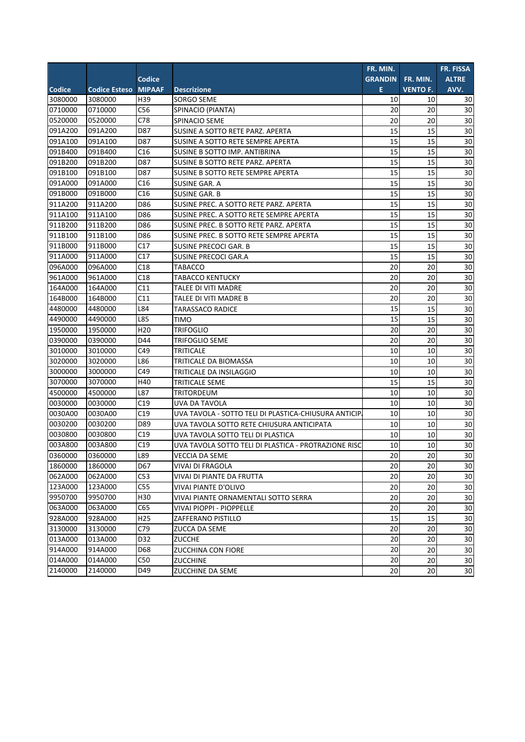| Codice | Codice Esteso | Codice MIPAAF | Descrizione | FR. MIN. GRANDINE | FR. MIN. VENTO F. | FR. FISSA ALTRE AVV. |
|---|---|---|---|---|---|---|
| 3080000 | 3080000 | H39 | SORGO SEME | 10 | 10 | 30 |
| 0710000 | 0710000 | C56 | SPINACIO (PIANTA) | 20 | 20 | 30 |
| 0520000 | 0520000 | C78 | SPINACIO SEME | 20 | 20 | 30 |
| 091A200 | 091A200 | D87 | SUSINE A SOTTO RETE PARZ. APERTA | 15 | 15 | 30 |
| 091A100 | 091A100 | D87 | SUSINE A SOTTO RETE SEMPRE APERTA | 15 | 15 | 30 |
| 091B400 | 091B400 | C16 | SUSINE B SOTTO IMP. ANTIBRINA | 15 | 15 | 30 |
| 091B200 | 091B200 | D87 | SUSINE B SOTTO RETE PARZ. APERTA | 15 | 15 | 30 |
| 091B100 | 091B100 | D87 | SUSINE B SOTTO RETE SEMPRE APERTA | 15 | 15 | 30 |
| 091A000 | 091A000 | C16 | SUSINE GAR. A | 15 | 15 | 30 |
| 091B000 | 091B000 | C16 | SUSINE GAR. B | 15 | 15 | 30 |
| 911A200 | 911A200 | D86 | SUSINE PREC. A SOTTO RETE PARZ. APERTA | 15 | 15 | 30 |
| 911A100 | 911A100 | D86 | SUSINE PREC. A SOTTO RETE SEMPRE APERTA | 15 | 15 | 30 |
| 911B200 | 911B200 | D86 | SUSINE PREC. B SOTTO RETE PARZ. APERTA | 15 | 15 | 30 |
| 911B100 | 911B100 | D86 | SUSINE PREC. B SOTTO RETE SEMPRE APERTA | 15 | 15 | 30 |
| 911B000 | 911B000 | C17 | SUSINE PRECOCI GAR. B | 15 | 15 | 30 |
| 911A000 | 911A000 | C17 | SUSINE PRECOCI GAR.A | 15 | 15 | 30 |
| 096A000 | 096A000 | C18 | TABACCO | 20 | 20 | 30 |
| 961A000 | 961A000 | C18 | TABACCO KENTUCKY | 20 | 20 | 30 |
| 164A000 | 164A000 | C11 | TALEE DI VITI MADRE | 20 | 20 | 30 |
| 164B000 | 164B000 | C11 | TALEE DI VITI MADRE B | 20 | 20 | 30 |
| 4480000 | 4480000 | L84 | TARASSACO RADICE | 15 | 15 | 30 |
| 4490000 | 4490000 | L85 | TIMO | 15 | 15 | 30 |
| 1950000 | 1950000 | H20 | TRIFOGLIO | 20 | 20 | 30 |
| 0390000 | 0390000 | D44 | TRIFOGLIO SEME | 20 | 20 | 30 |
| 3010000 | 3010000 | C49 | TRITICALE | 10 | 10 | 30 |
| 3020000 | 3020000 | L86 | TRITICALE DA BIOMASSA | 10 | 10 | 30 |
| 3000000 | 3000000 | C49 | TRITICALE DA INSILAGGIO | 10 | 10 | 30 |
| 3070000 | 3070000 | H40 | TRITICALE SEME | 15 | 15 | 30 |
| 4500000 | 4500000 | L87 | TRITORDEUM | 10 | 10 | 30 |
| 0030000 | 0030000 | C19 | UVA DA TAVOLA | 10 | 10 | 30 |
| 0030A00 | 0030A00 | C19 | UVA TAVOLA - SOTTO TELI DI PLASTICA-CHIUSURA ANTICIP. | 10 | 10 | 30 |
| 0030200 | 0030200 | D89 | UVA TAVOLA SOTTO RETE CHIUSURA ANTICIPATA | 10 | 10 | 30 |
| 0030800 | 0030800 | C19 | UVA TAVOLA SOTTO TELI DI PLASTICA | 10 | 10 | 30 |
| 003A800 | 003A800 | C19 | UVA TAVOLA SOTTO TELI DI PLASTICA - PROTRAZIONE RISC | 10 | 10 | 30 |
| 0360000 | 0360000 | L89 | VECCIA DA SEME | 20 | 20 | 30 |
| 1860000 | 1860000 | D67 | VIVAI DI FRAGOLA | 20 | 20 | 30 |
| 062A000 | 062A000 | C53 | VIVAI DI PIANTE DA FRUTTA | 20 | 20 | 30 |
| 123A000 | 123A000 | C55 | VIVAI PIANTE D'OLIVO | 20 | 20 | 30 |
| 9950700 | 9950700 | H30 | VIVAI PIANTE ORNAMENTALI SOTTO SERRA | 20 | 20 | 30 |
| 063A000 | 063A000 | C65 | VIVAI PIOPPI - PIOPPELLE | 20 | 20 | 30 |
| 928A000 | 928A000 | H25 | ZAFFERANO PISTILLO | 15 | 15 | 30 |
| 3130000 | 3130000 | C79 | ZUCCA DA SEME | 20 | 20 | 30 |
| 013A000 | 013A000 | D32 | ZUCCHE | 20 | 20 | 30 |
| 914A000 | 914A000 | D68 | ZUCCHINA CON FIORE | 20 | 20 | 30 |
| 014A000 | 014A000 | C50 | ZUCCHINE | 20 | 20 | 30 |
| 2140000 | 2140000 | D49 | ZUCCHINE DA SEME | 20 | 20 | 30 |